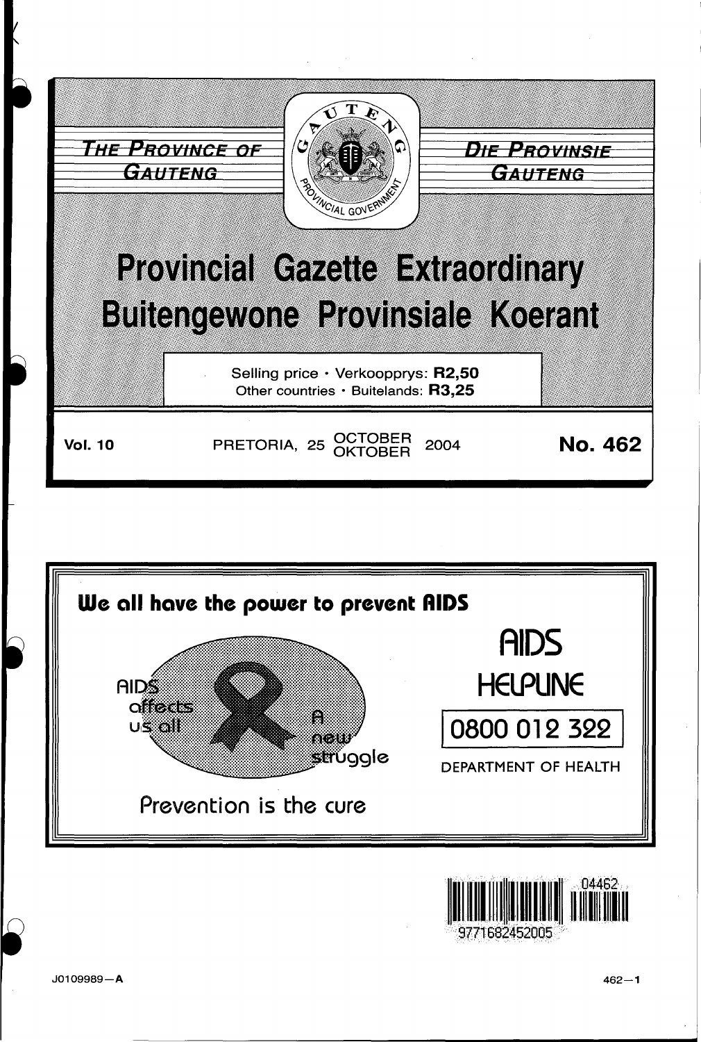THE PROVINCE OF GAUTENG

DIE PROVINSIE GAUTENG

# Provincial Gazette Extraordinary
# Buitengewone Provinsiale Koerant

Selling price • Verkoopprys: **R2,50**
Other countries • Buitelands: **R3,25**

**Vol. 10** PRETORIA, 25 OCTOBER / OKTOBER 2004 **No. 462**

**We all have the power to prevent AIDS**

AIDS affects us all

A new struggle

Prevention is the cure

AIDS HELPLINE

0800 012 322

DEPARTMENT OF HEALTH

J0109989—A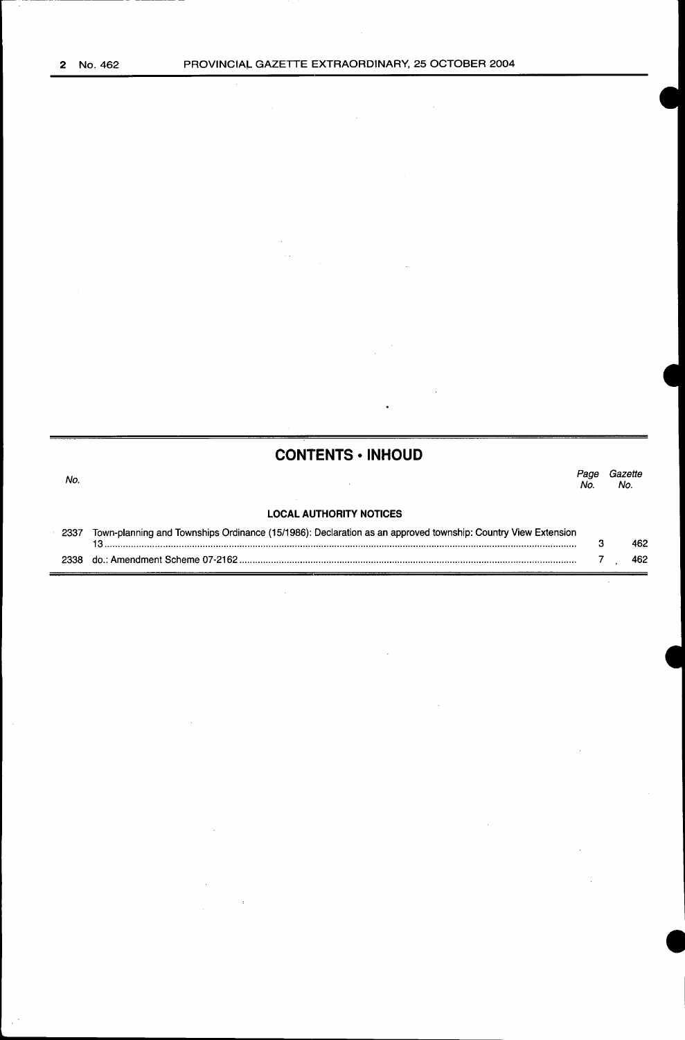## CONTENTS • INHOUD

| No. | | Page No. | Gazette No. |
|---|---|---|---|
| | **LOCAL AUTHORITY NOTICES** | | |
| 2337 | Town-planning and Townships Ordinance (15/1986): Declaration as an approved township: Country View Extension 13 | 3 | 462 |
| 2338 | do.: Amendment Scheme 07-2162 | 7 | 462 |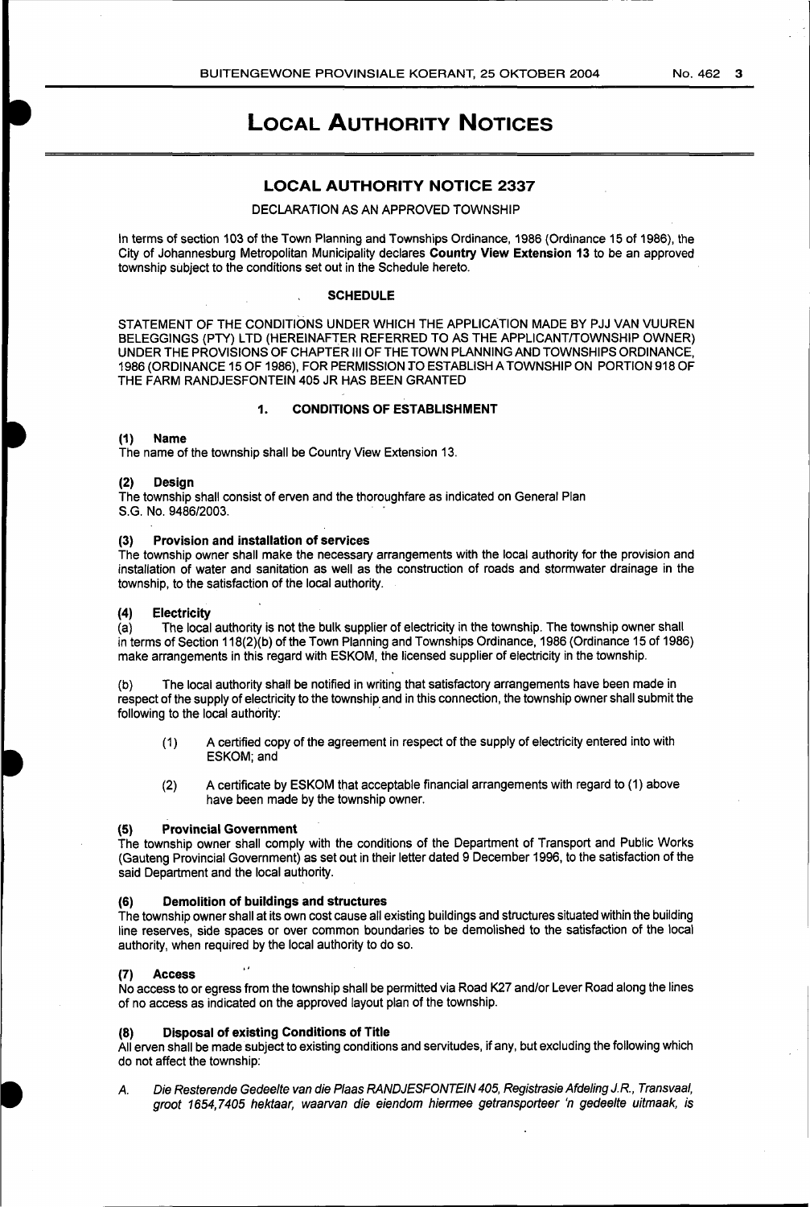# Local Authority Notices

## LOCAL AUTHORITY NOTICE 2337

DECLARATION AS AN APPROVED TOWNSHIP

In terms of section 103 of the Town Planning and Townships Ordinance, 1986 (Ordinance 15 of 1986), the City of Johannesburg Metropolitan Municipality declares **Country View Extension 13** to be an approved township subject to the conditions set out in the Schedule hereto.

### SCHEDULE

STATEMENT OF THE CONDITIONS UNDER WHICH THE APPLICATION MADE BY PJJ VAN VUUREN BELEGGINGS (PTY) LTD (HEREINAFTER REFERRED TO AS THE APPLICANT/TOWNSHIP OWNER) UNDER THE PROVISIONS OF CHAPTER III OF THE TOWN PLANNING AND TOWNSHIPS ORDINANCE, 1986 (ORDINANCE 15 OF 1986), FOR PERMISSION TO ESTABLISH A TOWNSHIP ON PORTION 918 OF THE FARM RANDJESFONTEIN 405 JR HAS BEEN GRANTED

### 1. CONDITIONS OF ESTABLISHMENT

**(1) Name**
The name of the township shall be Country View Extension 13.

**(2) Design**
The township shall consist of erven and the thoroughfare as indicated on General Plan S.G. No. 9486/2003.

**(3) Provision and installation of services**
The township owner shall make the necessary arrangements with the local authority for the provision and installation of water and sanitation as well as the construction of roads and stormwater drainage in the township, to the satisfaction of the local authority.

**(4) Electricity**
(a) The local authority is not the bulk supplier of electricity in the township. The township owner shall in terms of Section 118(2)(b) of the Town Planning and Townships Ordinance, 1986 (Ordinance 15 of 1986) make arrangements in this regard with ESKOM, the licensed supplier of electricity in the township.

(b) The local authority shall be notified in writing that satisfactory arrangements have been made in respect of the supply of electricity to the township and in this connection, the township owner shall submit the following to the local authority:

(1) A certified copy of the agreement in respect of the supply of electricity entered into with ESKOM; and

(2) A certificate by ESKOM that acceptable financial arrangements with regard to (1) above have been made by the township owner.

**(5) Provincial Government**
The township owner shall comply with the conditions of the Department of Transport and Public Works (Gauteng Provincial Government) as set out in their letter dated 9 December 1996, to the satisfaction of the said Department and the local authority.

**(6) Demolition of buildings and structures**
The township owner shall at its own cost cause all existing buildings and structures situated within the building line reserves, side spaces or over common boundaries to be demolished to the satisfaction of the local authority, when required by the local authority to do so.

**(7) Access**
No access to or egress from the township shall be permitted via Road K27 and/or Lever Road along the lines of no access as indicated on the approved layout plan of the township.

**(8) Disposal of existing Conditions of Title**
All erven shall be made subject to existing conditions and servitudes, if any, but excluding the following which do not affect the township:

A. *Die Resterende Gedeelte van die Plaas RANDJESFONTEIN 405, Registrasie Afdeling J.R., Transvaal, groot 1654,7405 hektaar, waarvan die eiendom hiermee getransporteer 'n gedeelte uitmaak, is*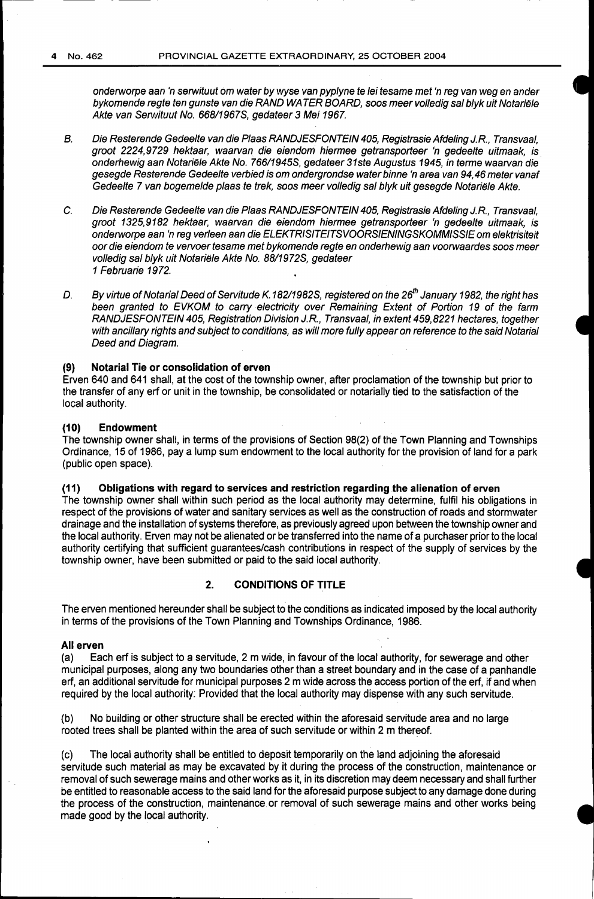*onderworpe aan 'n serwituut om water by wyse van pyplyne te lei tesame met 'n reg van weg en ander bykomende regte ten gunste van die RAND WATER BOARD, soos meer volledig sal blyk uit Notariële Akte van Serwituut No. 668/1967S, gedateer 3 Mei 1967.*

B. *Die Resterende Gedeelte van die Plaas RANDJESFONTEIN 405, Registrasie Afdeling J.R., Transvaal, groot 2224,9729 hektaar, waarvan die eiendom hiermee getransporteer 'n gedeelte uitmaak, is onderhewig aan Notariële Akte No. 766/1945S, gedateer 31ste Augustus 1945, in terme waarvan die gesegde Resterende Gedeelte verbied is om ondergrondse water binne 'n area van 94,46 meter vanaf Gedeelte 7 van bogemelde plaas te trek, soos meer volledig sal blyk uit gesegde Notariële Akte.*

C. *Die Resterende Gedeelte van die Plaas RANDJESFONTEIN 405, Registrasie Afdeling J.R., Transvaal, groot 1325,9182 hektaar, waarvan die eiendom hiermee getransporteer 'n gedeelte uitmaak, is onderworpe aan 'n reg verleen aan die ELEKTRISITEITSVOORSIENINGSKOMMISSIE om elektrisiteit oor die eiendom te vervoer tesame met bykomende regte en onderhewig aan voorwaardes soos meer volledig sal blyk uit Notariële Akte No. 88/1972S, gedateer 1 Februarie 1972.*

D. *By virtue of Notarial Deed of Servitude K.182/1982S, registered on the 26th January 1982, the right has been granted to EVKOM to carry electricity over Remaining Extent of Portion 19 of the farm RANDJESFONTEIN 405, Registration Division J.R., Transvaal, in extent 459,8221 hectares, together with ancillary rights and subject to conditions, as will more fully appear on reference to the said Notarial Deed and Diagram.*

**(9) Notarial Tie or consolidation of erven**

Erven 640 and 641 shall, at the cost of the township owner, after proclamation of the township but prior to the transfer of any erf or unit in the township, be consolidated or notarially tied to the satisfaction of the local authority.

**(10) Endowment**

The township owner shall, in terms of the provisions of Section 98(2) of the Town Planning and Townships Ordinance, 15 of 1986, pay a lump sum endowment to the local authority for the provision of land for a park (public open space).

**(11) Obligations with regard to services and restriction regarding the alienation of erven**

The township owner shall within such period as the local authority may determine, fulfil his obligations in respect of the provisions of water and sanitary services as well as the construction of roads and stormwater drainage and the installation of systems therefore, as previously agreed upon between the township owner and the local authority. Erven may not be alienated or be transferred into the name of a purchaser prior to the local authority certifying that sufficient guarantees/cash contributions in respect of the supply of services by the township owner, have been submitted or paid to the said local authority.

## 2. CONDITIONS OF TITLE

The erven mentioned hereunder shall be subject to the conditions as indicated imposed by the local authority in terms of the provisions of the Town Planning and Townships Ordinance, 1986.

**All erven**

(a) Each erf is subject to a servitude, 2 m wide, in favour of the local authority, for sewerage and other municipal purposes, along any two boundaries other than a street boundary and in the case of a panhandle erf, an additional servitude for municipal purposes 2 m wide across the access portion of the erf, if and when required by the local authority: Provided that the local authority may dispense with any such servitude.

(b) No building or other structure shall be erected within the aforesaid servitude area and no large rooted trees shall be planted within the area of such servitude or within 2 m thereof.

(c) The local authority shall be entitled to deposit temporarily on the land adjoining the aforesaid servitude such material as may be excavated by it during the process of the construction, maintenance or removal of such sewerage mains and other works as it, in its discretion may deem necessary and shall further be entitled to reasonable access to the said land for the aforesaid purpose subject to any damage done during the process of the construction, maintenance or removal of such sewerage mains and other works being made good by the local authority.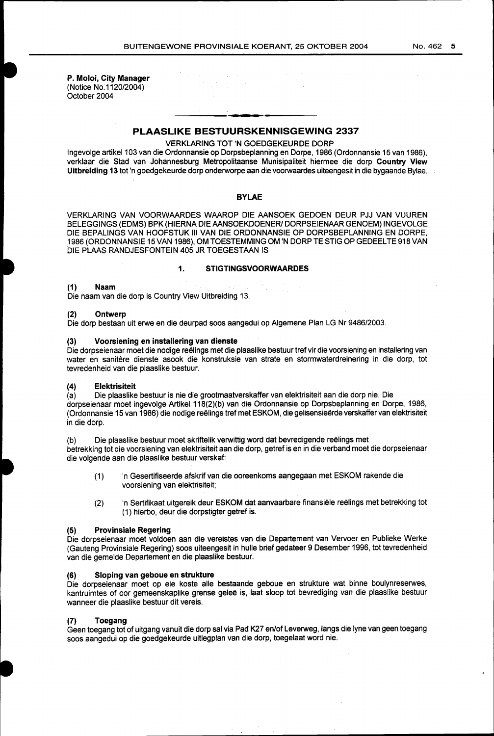**P. Moloi, City Manager**
(Notice No.1120/2004)
October 2004

## PLAASLIKE BESTUURSKENNISGEWING 2337

VERKLARING TOT 'N GOEDGEKEURDE DORP

Ingevolge artikel 103 van die Ordonnansie op Dorpsbeplanning en Dorpe, 1986 (Ordonnansie 15 van 1986), verklaar die Stad van Johannesburg Metropolitaanse Munisipaliteit hiermee die dorp **Country View Uitbreiding 13** tot 'n goedgekeurde dorp onderworpe aan die voorwaardes uiteengesit in die bygaande Bylae.

### BYLAE

VERKLARING VAN VOORWAARDES WAAROP DIE AANSOEK GEDOEN DEUR PJJ VAN VUUREN BELEGGINGS (EDMS) BPK (HIERNA DIE AANSOEKDOENER/ DORPSEIENAAR GENOEM) INGEVOLGE DIE BEPALINGS VAN HOOFSTUK III VAN DIE ORDONNANSIE OP DORPSBEPLANNING EN DORPE, 1986 (ORDONNANSIE 15 VAN 1986), OM TOESTEMMING OM 'N DORP TE STIG OP GEDEELTE 918 VAN DIE PLAAS RANDJESFONTEIN 405 JR TOEGESTAAN IS

#### 1. STIGTINGSVOORWAARDES

**(1) Naam**

Die naam van die dorp is Country View Uitbreiding 13.

**(2) Ontwerp**

Die dorp bestaan uit erwe en die deurpad soos aangedui op Algemene Plan LG Nr 9486/2003.

**(3) Voorsiening en installering van dienste**

Die dorpseienaar moet die nodige reëlings met die plaaslike bestuur tref vir die voorsiening en installering van water en sanitêre dienste asook die konstruksie van strate en stormwaterdreinering in die dorp, tot tevredenheid van die plaaslike bestuur.

**(4) Elektrisiteit**

(a) Die plaaslike bestuur is nie die grootmaatverskaffer van elektrisiteit aan die dorp nie. Die dorpseienaar moet ingevolge Artikel 118(2)(b) van die Ordonnansie op Dorpsbeplanning en Dorpe, 1986, (Ordonnansie 15 van 1986) die nodige reëlings tref met ESKOM, die gelisensieërde verskaffer van elektrisiteit in die dorp.

(b) Die plaaslike bestuur moet skriftelik verwittig word dat bevredigende reëlings met betrekking tot die voorsiening van elektrisiteit aan die dorp, getref is en in die verband moet die dorpseienaar die volgende aan die plaaslike bestuur verskaf:

(1) 'n Gesertifiseerde afskrif van die ooreenkoms aangegaan met ESKOM rakende die voorsiening van elektrisiteit;

(2) 'n Sertifikaat uitgereik deur ESKOM dat aanvaarbare finansiële reëlings met betrekking tot (1) hierbo, deur die dorpstigter getref is.

**(5) Provinsiale Regering**

Die dorpseienaar moet voldoen aan die vereistes van die Departement van Vervoer en Publieke Werke (Gauteng Provinsiale Regering) soos uiteengesit in hulle brief gedateer 9 Desember 1996, tot tevredenheid van die gemelde Departement en die plaaslike bestuur.

**(6) Sloping van geboue en strukture**

Die dorpseienaar moet op eie koste alle bestaande geboue en strukture wat binne boulynreserwes, kantruimtes of oor gemeenskaplike grense geleë is, laat sloop tot bevrediging van die plaaslike bestuur wanneer die plaaslike bestuur dit vereis.

**(7) Toegang**

Geen toegang tot of uitgang vanuit die dorp sal via Pad K27 en/of Leverweg, langs die lyne van geen toegang soos aangedui op die goedgekeurde uitlegplan van die dorp, toegelaat word nie.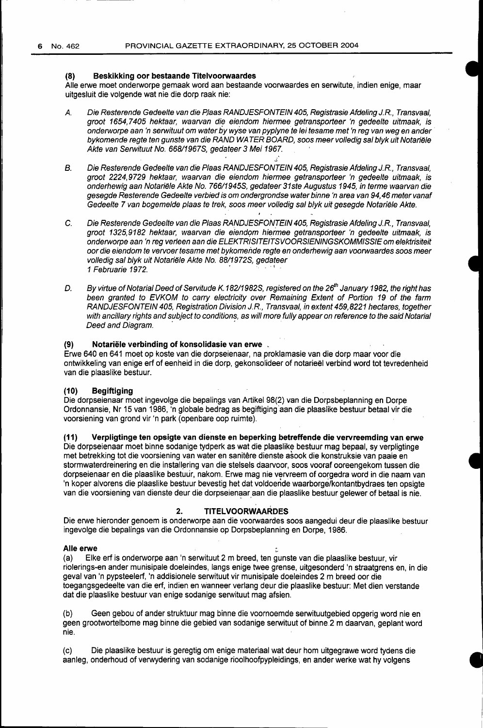### (8) Beskikking oor bestaande Titelvoorwaardes

Alle erwe moet onderworpe gemaak word aan bestaande voorwaardes en serwitute, indien enige, maar uitgesluit die volgende wat nie die dorp raak nie:

A. *Die Resterende Gedeelte van die Plaas RANDJESFONTEIN 405, Registrasie Afdeling J.R., Transvaal, groot 1654,7405 hektaar, waarvan die eiendom hiermee getransporteer 'n gedeelte uitmaak, is onderworpe aan 'n serwituut om water by wyse van pyplyne te lei tesame met 'n reg van weg en ander bykomende regte ten gunste van die RAND WATER BOARD, soos meer volledig sal blyk uit Notariële Akte van Serwituut No. 668/1967S, gedateer 3 Mei 1967.*

B. *Die Resterende Gedeelte van die Plaas RANDJESFONTEIN 405, Registrasie Afdeling J.R., Transvaal, groot 2224,9729 hektaar, waarvan die eiendom hiermee getransporteer 'n gedeelte uitmaak, is onderhewig aan Notariële Akte No. 766/1945S, gedateer 31ste Augustus 1945, in terme waarvan die gesegde Resterende Gedeelte verbied is om ondergrondse water binne 'n area van 94,46 meter vanaf Gedeelte 7 van bogemelde plaas te trek, soos meer volledig sal blyk uit gesegde Notariële Akte.*

C. *Die Resterende Gedeelte van die Plaas RANDJESFONTEIN 405, Registrasie Afdeling J.R., Transvaal, groot 1325,9182 hektaar, waarvan die eiendom hiermee getransporteer 'n gedeelte uitmaak, is onderworpe aan 'n reg verleen aan die ELEKTRISITEITSVOORSIENINGSKOMMISSIE om elektrisiteit oor die eiendom te vervoer tesame met bykomende regte en onderhewig aan voorwaardes soos meer volledig sal blyk uit Notariële Akte No. 88/1972S, gedateer 1 Februarie 1972.*

D. *By virtue of Notarial Deed of Servitude K.182/1982S, registered on the 26th January 1982, the right has been granted to EVKOM to carry electricity over Remaining Extent of Portion 19 of the farm RANDJESFONTEIN 405, Registration Division J.R., Transvaal, in extent 459,8221 hectares, together with ancillary rights and subject to conditions, as will more fully appear on reference to the said Notarial Deed and Diagram.*

### (9) Notariële verbinding of konsolidasie van erwe

Erwe 640 en 641 moet op koste van die dorpseienaar, na proklamasie van die dorp maar voor die ontwikkeling van enige erf of eenheid in die dorp, gekonsolideer of notarieël verbind word tot tevredenheid van die plaaslike bestuur.

### (10) Begiftiging

Die dorpseienaar moet ingevolge die bepalings van Artikel 98(2) van die Dorpsbeplanning en Dorpe Ordonnansie, Nr 15 van 1986, 'n globale bedrag as begiftiging aan die plaaslike bestuur betaal vir die voorsiening van grond vir 'n park (openbare oop ruimte).

### (11) Verpligtinge ten opsigte van dienste en beperking betreffende die vervreemding van erwe

Die dorpseienaar moet binne sodanige tydperk as wat die plaaslike bestuur mag bepaal, sy verpligtinge met betrekking tot die voorsiening van water en sanitêre dienste asook die konstruksie van paaie en stormwaterdreinering en die installering van die stelsels daarvoor, soos vooraf ooreengekom tussen die dorpseienaar en die plaaslike bestuur, nakom. Erwe mag nie vervreem of oorgedra word in die naam van 'n koper alvorens die plaaslike bestuur bevestig het dat voldoende waarborge/kontantbydraes ten opsigte van die voorsiening van dienste deur die dorpseienaar aan die plaaslike bestuur gelewer of betaal is nie.

## 2. TITELVOORWAARDES

Die erwe hieronder genoem is onderworpe aan die voorwaardes soos aangedui deur die plaaslike bestuur ingevolge die bepalings van die Ordonnansie op Dorpsbeplanning en Dorpe, 1986.

**Alle erwe**

(a) Elke erf is onderworpe aan 'n serwituut 2 m breed, ten gunste van die plaaslike bestuur, vir riolerings-en ander munisipale doeleindes, langs enige twee grense, uitgesonderd 'n straatgrens en, in die geval van 'n pypsteelerf, 'n addisionele serwituut vir munisipale doeleindes 2 m breed oor die toegangsgedeelte van die erf, indien en wanneer verlang deur die plaaslike bestuur: Met dien verstande dat die plaaslike bestuur van enige sodanige serwituut mag afsien.

(b) Geen gebou of ander struktuur mag binne die voornoemde serwituutgebied opgerig word nie en geen grootwortelbome mag binne die gebied van sodanige serwituut of binne 2 m daarvan, geplant word nie.

(c) Die plaaslike bestuur is geregtig om enige materiaal wat deur hom uitgegrawe word tydens die aanleg, onderhoud of verwydering van sodanige rioolhoofpypleidings, en ander werke wat hy volgens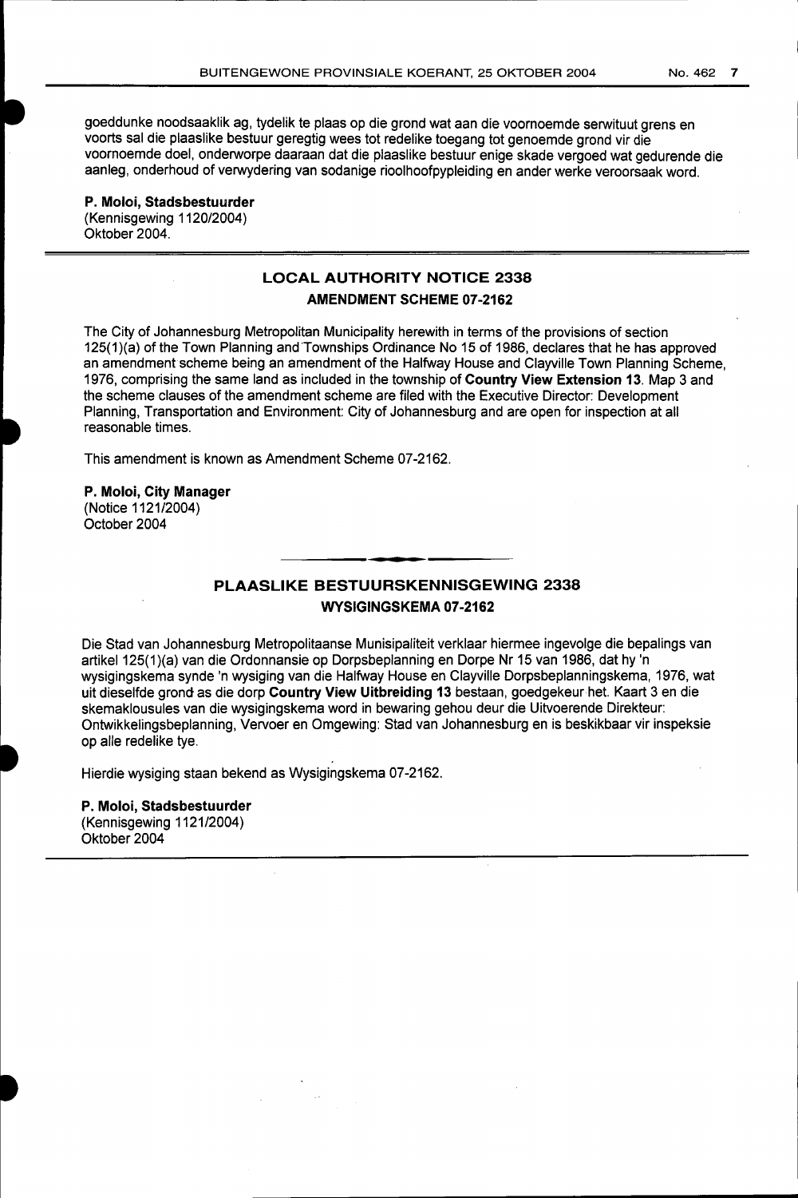goeddunke noodsaaklik ag, tydelik te plaas op die grond wat aan die voornoemde serwituut grens en voorts sal die plaaslike bestuur geregtig wees tot redelike toegang tot genoemde grond vir die voornoemde doel, onderworpe daaraan dat die plaaslike bestuur enige skade vergoed wat gedurende die aanleg, onderhoud of verwydering van sodanige rioolhoofpypleiding en ander werke veroorsaak word.

**P. Moloi, Stadsbestuurder**
(Kennisgewing 1120/2004)
Oktober 2004.

## LOCAL AUTHORITY NOTICE 2338

### AMENDMENT SCHEME 07-2162

The City of Johannesburg Metropolitan Municipality herewith in terms of the provisions of section 125(1)(a) of the Town Planning and Townships Ordinance No 15 of 1986, declares that he has approved an amendment scheme being an amendment of the Halfway House and Clayville Town Planning Scheme, 1976, comprising the same land as included in the township of **Country View Extension 13**. Map 3 and the scheme clauses of the amendment scheme are filed with the Executive Director: Development Planning, Transportation and Environment: City of Johannesburg and are open for inspection at all reasonable times.

This amendment is known as Amendment Scheme 07-2162.

**P. Moloi, City Manager**
(Notice 1121/2004)
October 2004

## PLAASLIKE BESTUURSKENNISGEWING 2338

### WYSIGINGSKEMA 07-2162

Die Stad van Johannesburg Metropolitaanse Munisipaliteit verklaar hiermee ingevolge die bepalings van artikel 125(1)(a) van die Ordonnansie op Dorpsbeplanning en Dorpe Nr 15 van 1986, dat hy 'n wysigingskema synde 'n wysiging van die Halfway House en Clayville Dorpsbeplanningskema, 1976, wat uit dieselfde grond as die dorp **Country View Uitbreiding 13** bestaan, goedgekeur het. Kaart 3 en die skemaklousules van die wysigingskema word in bewaring gehou deur die Uitvoerende Direkteur: Ontwikkelingsbeplanning, Vervoer en Omgewing: Stad van Johannesburg en is beskikbaar vir inspeksie op alle redelike tye.

Hierdie wysiging staan bekend as Wysigingskema 07-2162.

**P. Moloi, Stadsbestuurder**
(Kennisgewing 1121/2004)
Oktober 2004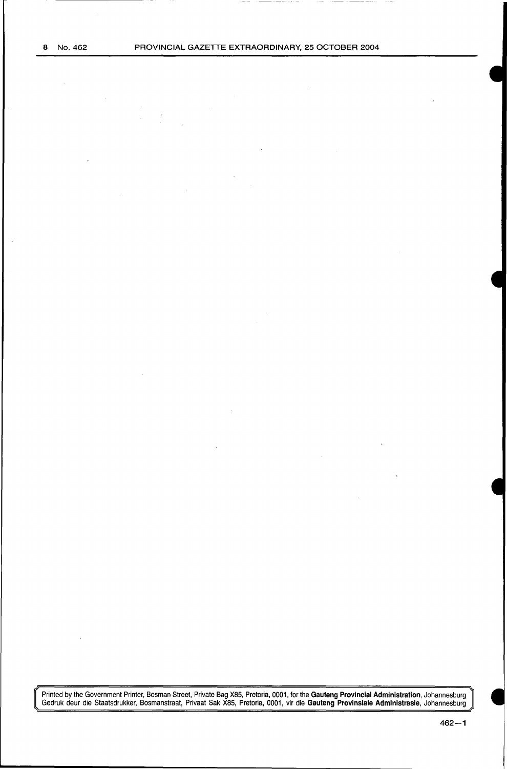Printed by the Government Printer, Bosman Street, Private Bag X85, Pretoria, 0001, for the **Gauteng Provincial Administration**, Johannesburg
Gedruk deur die Staatsdrukker, Bosmanstraat, Privaat Sak X85, Pretoria, 0001, vir die **Gauteng Provinsiale Administrasie**, Johannesburg

462—1